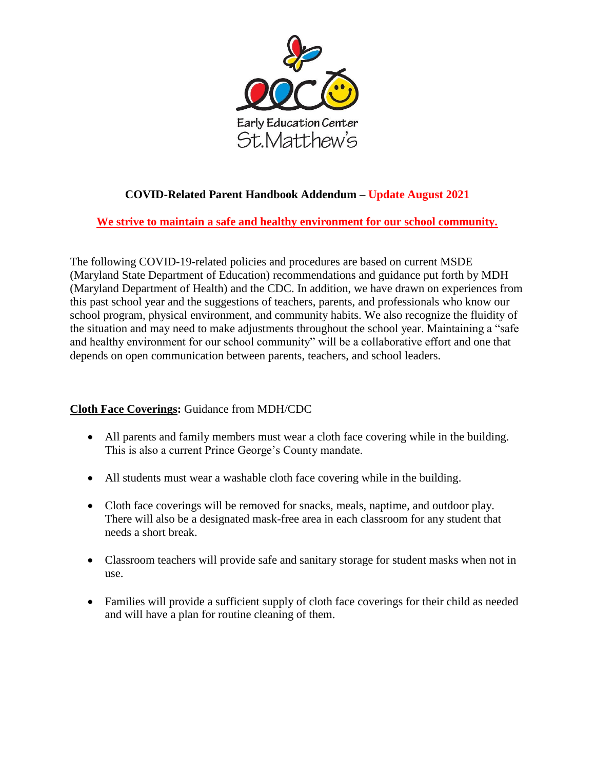Early Education Center St.Matthew's

## COVID-Related Parent Handbook Addendum – Update August 2021

**We strive to maintain a safe and healthy environment for our school community.**

The following COVID-19-related policies and procedures are based on current MSDE (Maryland State Department of Education) recommendations and guidance put forth by MDH (Maryland Department of Health) and the CDC. In addition, we have drawn on experiences from this past school year and the suggestions of teachers, parents, and professionals who know our school program, physical environment, and community habits. We also recognize the fluidity of the situation and may need to make adjustments throughout the school year. Maintaining a "safe and healthy environment for our school community" will be a collaborative effort and one that depends on open communication between parents, teachers, and school leaders.

**Cloth Face Coverings:** Guidance from MDH/CDC

- All parents and family members must wear a cloth face covering while in the building. This is also a current Prince George's County mandate.
- All students must wear a washable cloth face covering while in the building.
- Cloth face coverings will be removed for snacks, meals, naptime, and outdoor play. There will also be a designated mask-free area in each classroom for any student that needs a short break.
- Classroom teachers will provide safe and sanitary storage for student masks when not in use.
- Families will provide a sufficient supply of cloth face coverings for their child as needed and will have a plan for routine cleaning of them.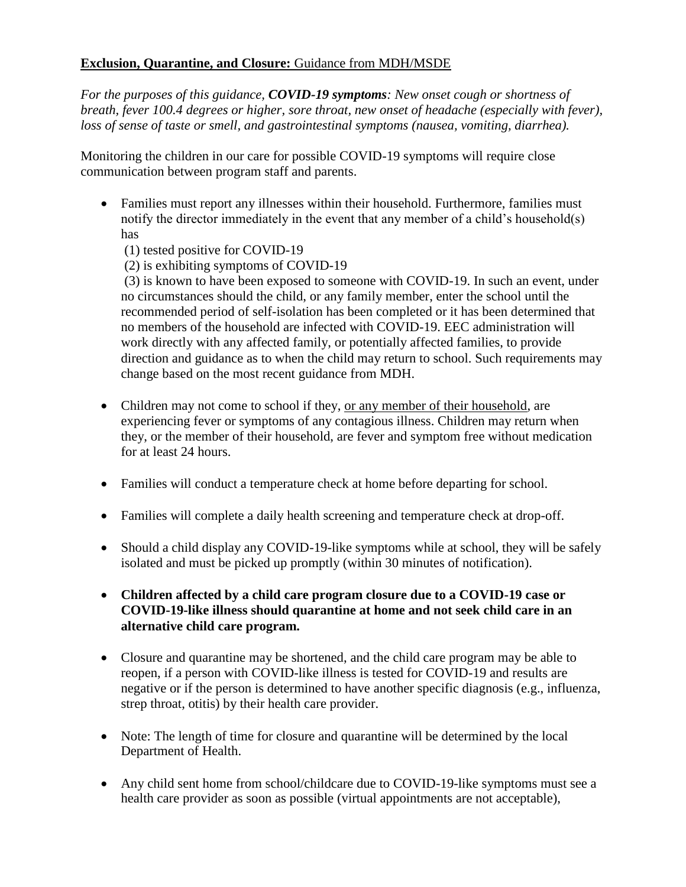**Exclusion, Quarantine, and Closure:** <u>Guidance from MDH/MSDE</u>

*For the purposes of this guidance, **COVID-19 symptoms**: New onset cough or shortness of breath, fever 100.4 degrees or higher, sore throat, new onset of headache (especially with fever), loss of sense of taste or smell, and gastrointestinal symptoms (nausea, vomiting, diarrhea).*

Monitoring the children in our care for possible COVID-19 symptoms will require close communication between program staff and parents.

- Families must report any illnesses within their household. Furthermore, families must notify the director immediately in the event that any member of a child's household(s) has
  (1) tested positive for COVID-19
  (2) is exhibiting symptoms of COVID-19
  (3) is known to have been exposed to someone with COVID-19. In such an event, under no circumstances should the child, or any family member, enter the school until the recommended period of self-isolation has been completed or it has been determined that no members of the household are infected with COVID-19. EEC administration will work directly with any affected family, or potentially affected families, to provide direction and guidance as to when the child may return to school. Such requirements may change based on the most recent guidance from MDH.

- Children may not come to school if they, <u>or any member of their household</u>, are experiencing fever or symptoms of any contagious illness. Children may return when they, or the member of their household, are fever and symptom free without medication for at least 24 hours.

- Families will conduct a temperature check at home before departing for school.

- Families will complete a daily health screening and temperature check at drop-off.

- Should a child display any COVID-19-like symptoms while at school, they will be safely isolated and must be picked up promptly (within 30 minutes of notification).

- **Children affected by a child care program closure due to a COVID-19 case or COVID-19-like illness should quarantine at home and not seek child care in an alternative child care program.**

- Closure and quarantine may be shortened, and the child care program may be able to reopen, if a person with COVID-like illness is tested for COVID-19 and results are negative or if the person is determined to have another specific diagnosis (e.g., influenza, strep throat, otitis) by their health care provider.

- Note: The length of time for closure and quarantine will be determined by the local Department of Health.

- Any child sent home from school/childcare due to COVID-19-like symptoms must see a health care provider as soon as possible (virtual appointments are not acceptable),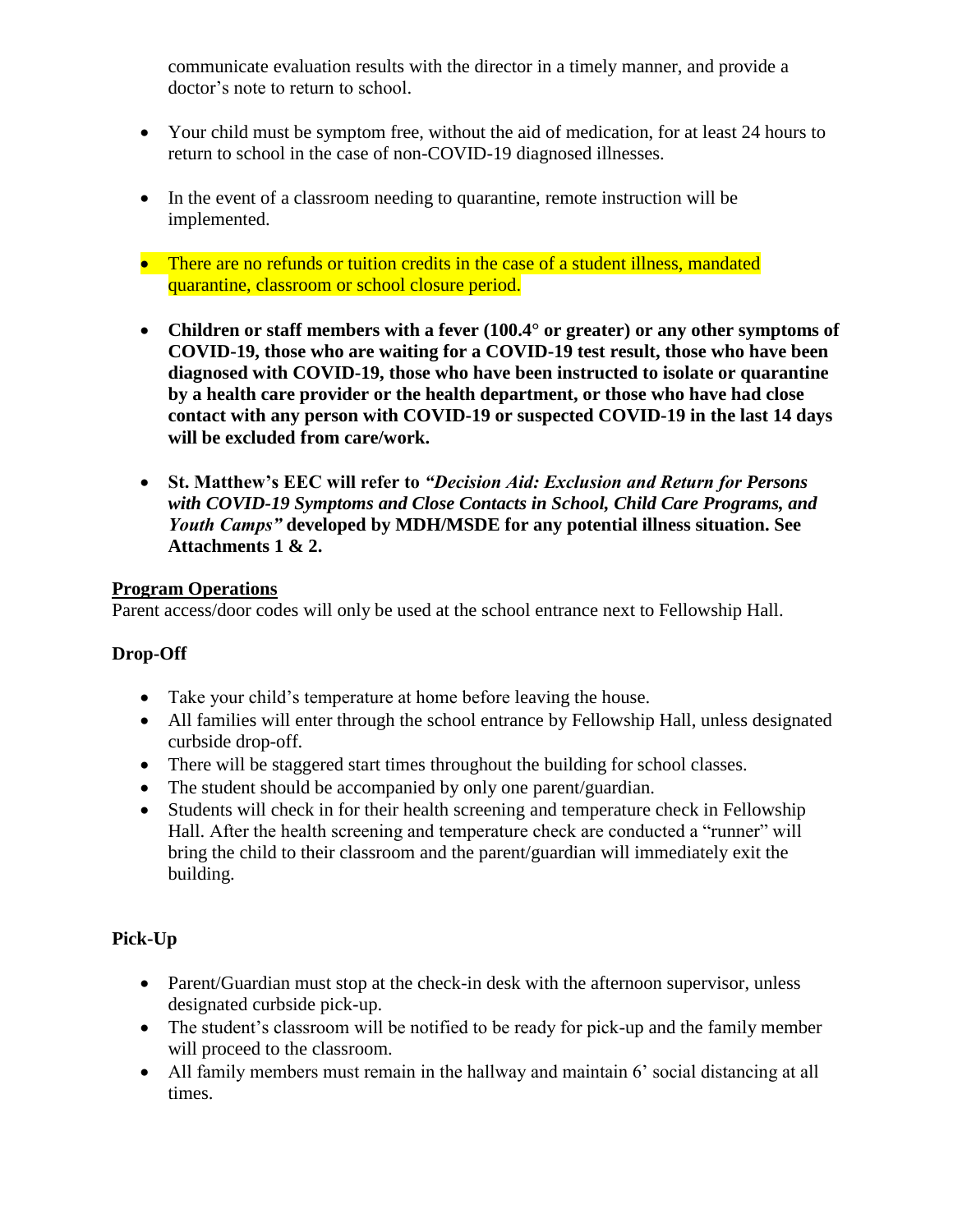communicate evaluation results with the director in a timely manner, and provide a doctor's note to return to school.

- Your child must be symptom free, without the aid of medication, for at least 24 hours to return to school in the case of non-COVID-19 diagnosed illnesses.

- In the event of a classroom needing to quarantine, remote instruction will be implemented.

- There are no refunds or tuition credits in the case of a student illness, mandated quarantine, classroom or school closure period.

- **Children or staff members with a fever (100.4° or greater) or any other symptoms of COVID-19, those who are waiting for a COVID-19 test result, those who have been diagnosed with COVID-19, those who have been instructed to isolate or quarantine by a health care provider or the health department, or those who have had close contact with any person with COVID-19 or suspected COVID-19 in the last 14 days will be excluded from care/work.**

- **St. Matthew's EEC will refer to *"Decision Aid: Exclusion and Return for Persons with COVID-19 Symptoms and Close Contacts in School, Child Care Programs, and Youth Camps"* developed by MDH/MSDE for any potential illness situation. See Attachments 1 & 2.**

**Program Operations**

Parent access/door codes will only be used at the school entrance next to Fellowship Hall.

**Drop-Off**

- Take your child's temperature at home before leaving the house.
- All families will enter through the school entrance by Fellowship Hall, unless designated curbside drop-off.
- There will be staggered start times throughout the building for school classes.
- The student should be accompanied by only one parent/guardian.
- Students will check in for their health screening and temperature check in Fellowship Hall. After the health screening and temperature check are conducted a "runner" will bring the child to their classroom and the parent/guardian will immediately exit the building.

**Pick-Up**

- Parent/Guardian must stop at the check-in desk with the afternoon supervisor, unless designated curbside pick-up.
- The student's classroom will be notified to be ready for pick-up and the family member will proceed to the classroom.
- All family members must remain in the hallway and maintain 6' social distancing at all times.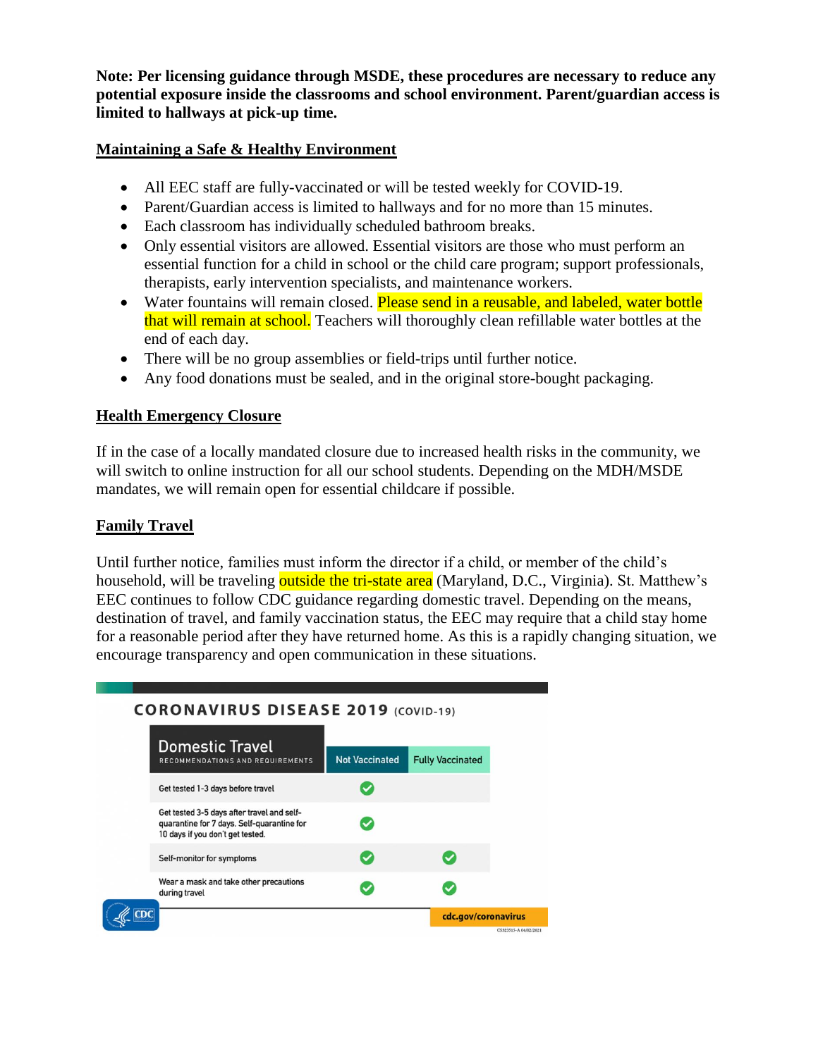**Note: Per licensing guidance through MSDE, these procedures are necessary to reduce any potential exposure inside the classrooms and school environment. Parent/guardian access is limited to hallways at pick-up time.**

## Maintaining a Safe & Healthy Environment

- All EEC staff are fully-vaccinated or will be tested weekly for COVID-19.
- Parent/Guardian access is limited to hallways and for no more than 15 minutes.
- Each classroom has individually scheduled bathroom breaks.
- Only essential visitors are allowed. Essential visitors are those who must perform an essential function for a child in school or the child care program; support professionals, therapists, early intervention specialists, and maintenance workers.
- Water fountains will remain closed. Please send in a reusable, and labeled, water bottle that will remain at school. Teachers will thoroughly clean refillable water bottles at the end of each day.
- There will be no group assemblies or field-trips until further notice.
- Any food donations must be sealed, and in the original store-bought packaging.

## Health Emergency Closure

If in the case of a locally mandated closure due to increased health risks in the community, we will switch to online instruction for all our school students. Depending on the MDH/MSDE mandates, we will remain open for essential childcare if possible.

## Family Travel

Until further notice, families must inform the director if a child, or member of the child's household, will be traveling outside the tri-state area (Maryland, D.C., Virginia). St. Matthew's EEC continues to follow CDC guidance regarding domestic travel. Depending on the means, destination of travel, and family vaccination status, the EEC may require that a child stay home for a reasonable period after they have returned home. As this is a rapidly changing situation, we encourage transparency and open communication in these situations.

**CORONAVIRUS DISEASE 2019 (COVID-19)**

| Domestic Travel RECOMMENDATIONS AND REQUIREMENTS | Not Vaccinated | Fully Vaccinated |
|---|---|---|
| Get tested 1-3 days before travel | ✓ | |
| Get tested 3-5 days after travel and self-quarantine for 7 days. Self-quarantine for 10 days if you don't get tested. | ✓ | |
| Self-monitor for symptoms | ✓ | ✓ |
| Wear a mask and take other precautions during travel | ✓ | ✓ |

CDC cdc.gov/coronavirus

CS323515-A 04/02/2021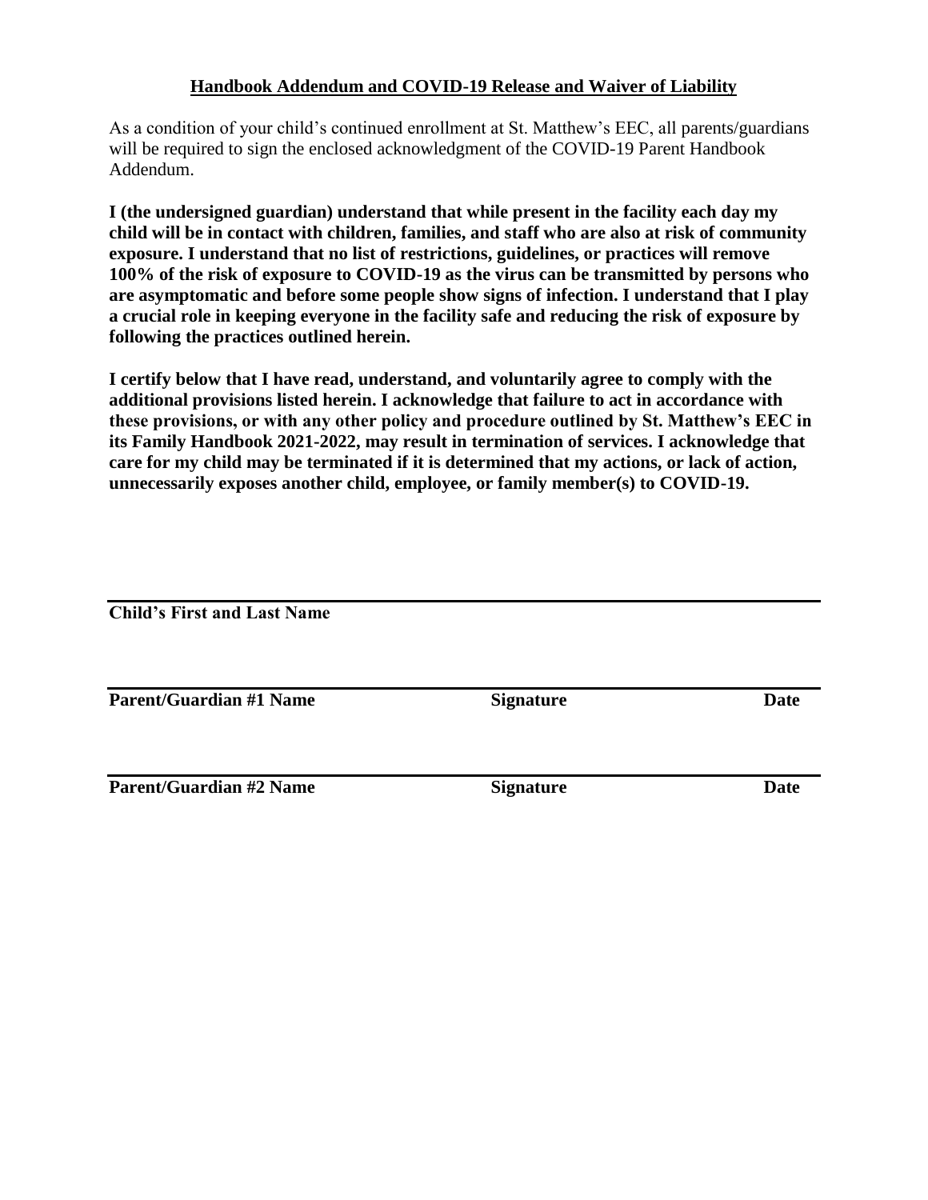## Handbook Addendum and COVID-19 Release and Waiver of Liability

As a condition of your child's continued enrollment at St. Matthew's EEC, all parents/guardians will be required to sign the enclosed acknowledgment of the COVID-19 Parent Handbook Addendum.

**I (the undersigned guardian) understand that while present in the facility each day my child will be in contact with children, families, and staff who are also at risk of community exposure. I understand that no list of restrictions, guidelines, or practices will remove 100% of the risk of exposure to COVID-19 as the virus can be transmitted by persons who are asymptomatic and before some people show signs of infection. I understand that I play a crucial role in keeping everyone in the facility safe and reducing the risk of exposure by following the practices outlined herein.**

**I certify below that I have read, understand, and voluntarily agree to comply with the additional provisions listed herein. I acknowledge that failure to act in accordance with these provisions, or with any other policy and procedure outlined by St. Matthew's EEC in its Family Handbook 2021-2022, may result in termination of services. I acknowledge that care for my child may be terminated if it is determined that my actions, or lack of action, unnecessarily exposes another child, employee, or family member(s) to COVID-19.**

\_\_\_\_\_\_\_\_\_\_\_\_\_\_\_\_\_\_\_\_\_\_\_\_\_\_\_\_\_\_\_\_\_\_\_\_\_\_\_\_

**Child's First and Last Name**

\_\_\_\_\_\_\_\_\_\_\_\_\_\_\_\_\_\_\_\_\_\_\_\_\_\_\_\_\_\_\_\_\_\_\_\_\_\_\_\_

**Parent/Guardian #1 Name** **Signature** **Date**

\_\_\_\_\_\_\_\_\_\_\_\_\_\_\_\_\_\_\_\_\_\_\_\_\_\_\_\_\_\_\_\_\_\_\_\_\_\_\_\_

**Parent/Guardian #2 Name** **Signature** **Date**